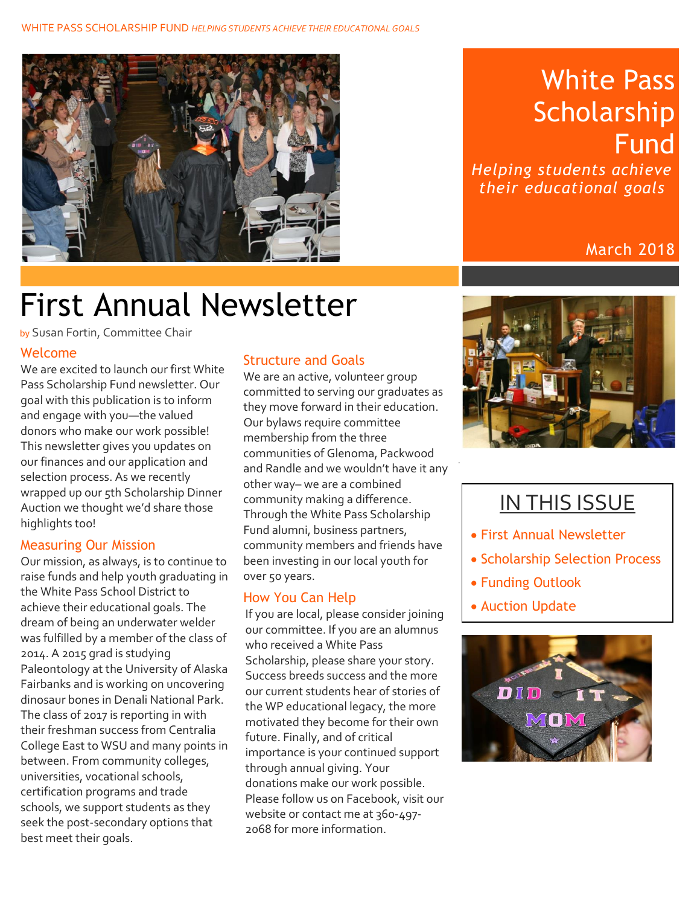# White Pass Scholarship Fund

*Helping students achieve their educational goals*

March 2018

# First Annual Newsletter

by Susan Fortin, Committee Chair

## Welcome

We are excited to launch our first White Pass Scholarship Fund newsletter. Our goal with this publication is to inform and engage with you—the valued donors who make our work possible! This newsletter gives you updates on our finances and our application and selection process. As we recently wrapped up our 5th Scholarship Dinner Auction we thought we'd share those highlights too!

## Measuring Our Mission

Our mission, as always, is to continue to raise funds and help youth graduating in the White Pass School District to achieve their educational goals. The dream of being an underwater welder was fulfilled by a member of the class of 2014. A 2015 grad is studying Paleontology at the University of Alaska Fairbanks and is working on uncovering dinosaur bones in Denali National Park. The class of 2017 is reporting in with their freshman success from Centralia College East to WSU and many points in between. From community colleges, universities, vocational schools, certification programs and trade schools, we support students as they seek the post-secondary options that best meet their goals.

## Structure and Goals

We are an active, volunteer group committed to serving our graduates as they move forward in their education. Our bylaws require committee membership from the three communities of Glenoma, Packwood and Randle and we wouldn't have it any other way– we are a combined community making a difference. Through the White Pass Scholarship Fund alumni, business partners, community members and friends have been investing in our local youth for over 50 years.

## How You Can Help

If you are local, please consider joining our committee. If you are an alumnus who received a White Pass Scholarship, please share your story. Success breeds success and the more our current students hear of stories of the WP educational legacy, the more motivated they become for their own future. Finally, and of critical importance is your continued support through annual giving. Your donations make our work possible. Please follow us on Facebook, visit our website or contact me at 360-497-2068 for more information.

## IN THIS ISSUE

- First Annual Newsletter
- Scholarship Selection Process
- Funding Outlook
- Auction Update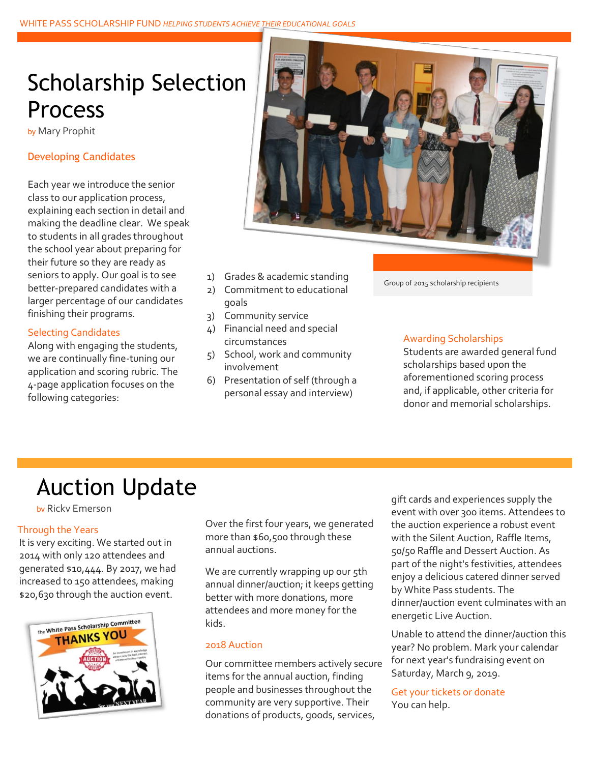# Scholarship Selection Process

by Mary Prophit

### Developing Candidates

Each year we introduce the senior class to our application process, explaining each section in detail and making the deadline clear. We speak to students in all grades throughout the school year about preparing for their future so they are ready as seniors to apply. Our goal is to see better-prepared candidates with a larger percentage of our candidates finishing their programs.

### Selecting Candidates

Along with engaging the students, we are continually fine-tuning our application and scoring rubric. The 4-page application focuses on the following categories:

1) Grades & academic standing
2) Commitment to educational goals
3) Community service
4) Financial need and special circumstances
5) School, work and community involvement
6) Presentation of self (through a personal essay and interview)

Group of 2015 scholarship recipients

### Awarding Scholarships

Students are awarded general fund scholarships based upon the aforementioned scoring process and, if applicable, other criteria for donor and memorial scholarships.

# Auction Update

by Ricky Emerson

### Through the Years

It is very exciting. We started out in 2014 with only 120 attendees and generated $10,444. By 2017, we had increased to 150 attendees, making $20,630 through the auction event.

Over the first four years, we generated more than $60,500 through these annual auctions.

We are currently wrapping up our 5th annual dinner/auction; it keeps getting better with more donations, more attendees and more money for the kids.

### 2018 Auction

Our committee members actively secure items for the annual auction, finding people and businesses throughout the community are very supportive. Their donations of products, goods, services, gift cards and experiences supply the event with over 300 items. Attendees to the auction experience a robust event with the Silent Auction, Raffle Items, 50/50 Raffle and Dessert Auction. As part of the night's festivities, attendees enjoy a delicious catered dinner served by White Pass students. The dinner/auction event culminates with an energetic Live Auction.

Unable to attend the dinner/auction this year? No problem. Mark your calendar for next year's fundraising event on Saturday, March 9, 2019.

### Get your tickets or donate

You can help.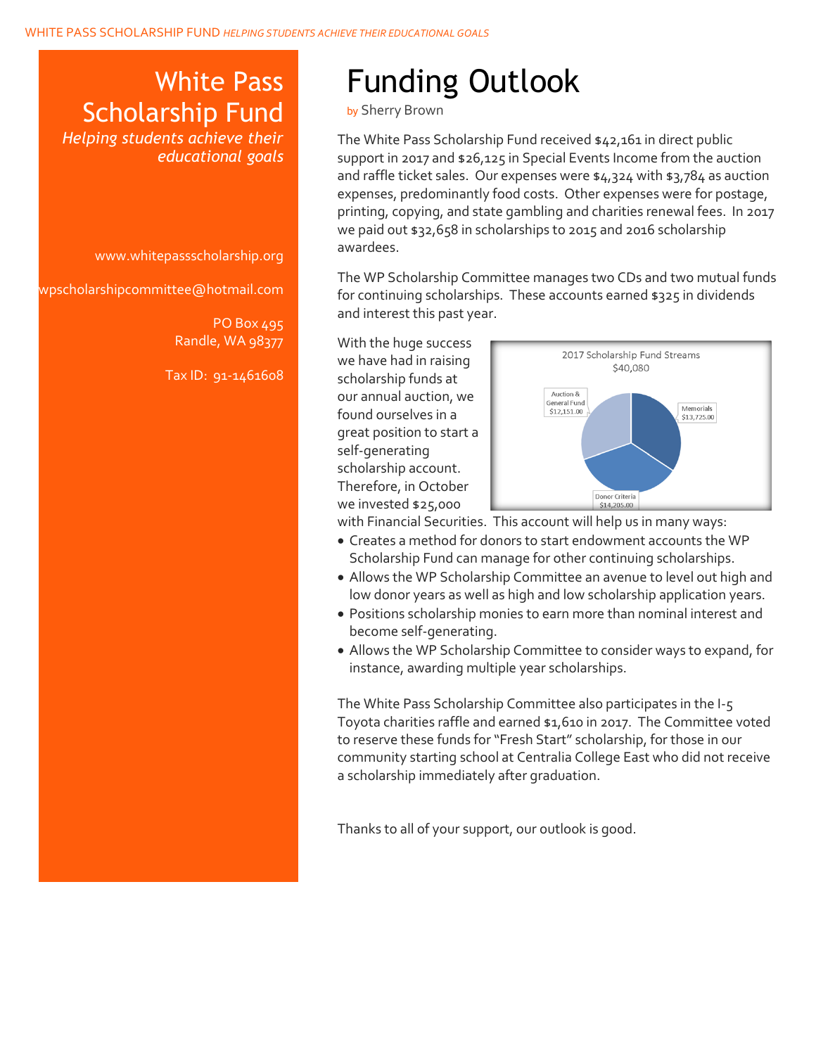# White Pass Scholarship Fund

*Helping students achieve their educational goals*

www.whitepassscholarship.org

wpscholarshipcommittee@hotmail.com

PO Box 495
Randle, WA 98377

Tax ID: 91-1461608

# Funding Outlook

by Sherry Brown

The White Pass Scholarship Fund received $42,161 in direct public support in 2017 and $26,125 in Special Events Income from the auction and raffle ticket sales. Our expenses were $4,324 with $3,784 as auction expenses, predominantly food costs. Other expenses were for postage, printing, copying, and state gambling and charities renewal fees. In 2017 we paid out $32,658 in scholarships to 2015 and 2016 scholarship awardees.

The WP Scholarship Committee manages two CDs and two mutual funds for continuing scholarships. These accounts earned $325 in dividends and interest this past year.

2017 Scholarship Fund Streams
$40,080

Auction & General Fund
$12,151.00

Memorials
$13,725.00

Donor Criteria
$14,205.00

With the huge success we have had in raising scholarship funds at our annual auction, we found ourselves in a great position to start a self-generating scholarship account. Therefore, in October we invested $25,000 with Financial Securities. This account will help us in many ways:

- Creates a method for donors to start endowment accounts the WP Scholarship Fund can manage for other continuing scholarships.
- Allows the WP Scholarship Committee an avenue to level out high and low donor years as well as high and low scholarship application years.
- Positions scholarship monies to earn more than nominal interest and become self-generating.
- Allows the WP Scholarship Committee to consider ways to expand, for instance, awarding multiple year scholarships.

The White Pass Scholarship Committee also participates in the I-5 Toyota charities raffle and earned $1,610 in 2017. The Committee voted to reserve these funds for "Fresh Start" scholarship, for those in our community starting school at Centralia College East who did not receive a scholarship immediately after graduation.

Thanks to all of your support, our outlook is good.